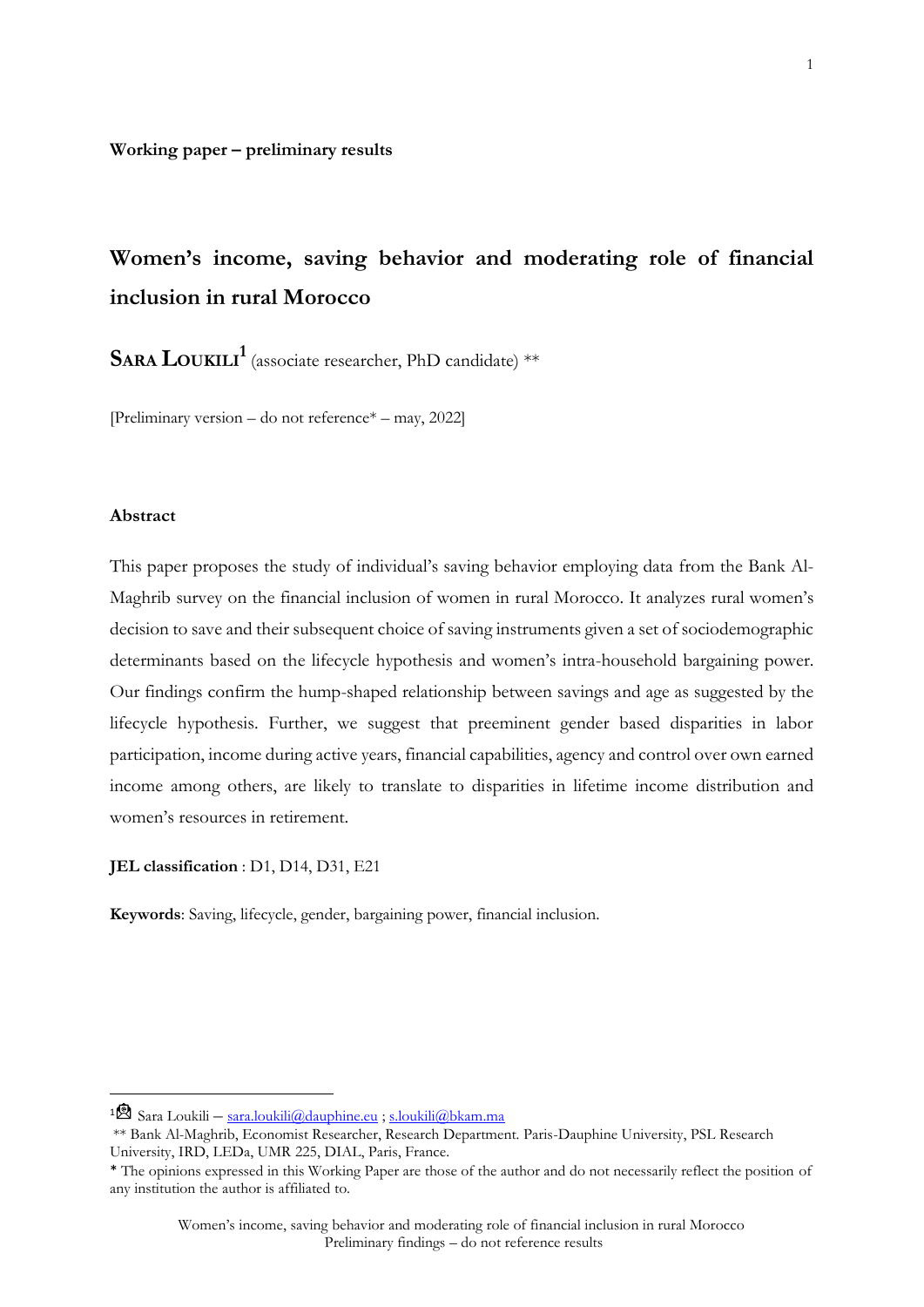**Working paper – preliminary results**

# Women's income, saving behavior and moderating role of financial inclusion in rural Morocco

**SARA LOUKILI**[1] (associate researcher, PhD candidate) **

[Preliminary version – do not reference* – may, 2022]

### Abstract

This paper proposes the study of individual's saving behavior employing data from the Bank Al-Maghrib survey on the financial inclusion of women in rural Morocco. It analyzes rural women's decision to save and their subsequent choice of saving instruments given a set of sociodemographic determinants based on the lifecycle hypothesis and women's intra-household bargaining power. Our findings confirm the hump-shaped relationship between savings and age as suggested by the lifecycle hypothesis. Further, we suggest that preeminent gender based disparities in labor participation, income during active years, financial capabilities, agency and control over own earned income among others, are likely to translate to disparities in lifetime income distribution and women's resources in retirement.

**JEL classification** : D1, D14, D31, E21

**Keywords**: Saving, lifecycle, gender, bargaining power, financial inclusion.

---

[1] Sara Loukili – sara.loukili@dauphine.eu ; s.loukili@bkam.ma

** Bank Al-Maghrib, Economist Researcher, Research Department. Paris-Dauphine University, PSL Research University, IRD, LEDa, UMR 225, DIAL, Paris, France.

* The opinions expressed in this Working Paper are those of the author and do not necessarily reflect the position of any institution the author is affiliated to.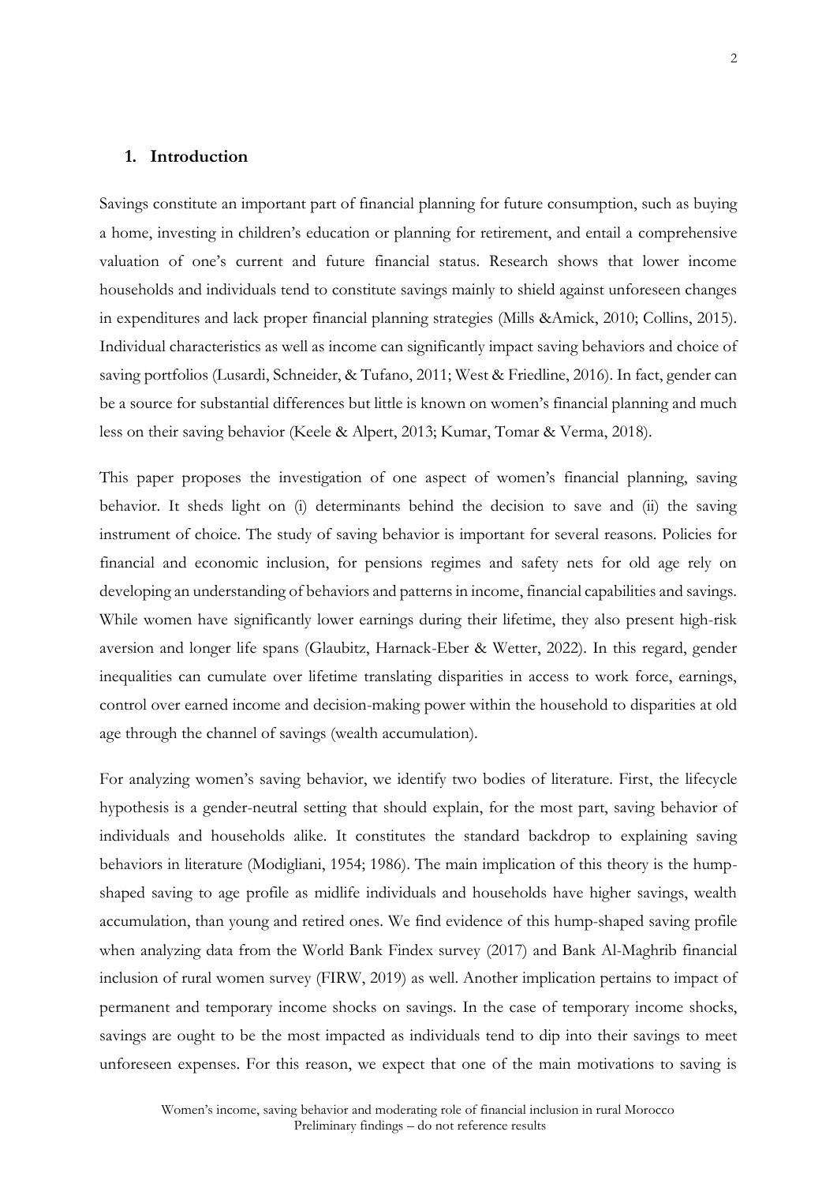## 1. Introduction

Savings constitute an important part of financial planning for future consumption, such as buying a home, investing in children's education or planning for retirement, and entail a comprehensive valuation of one's current and future financial status. Research shows that lower income households and individuals tend to constitute savings mainly to shield against unforeseen changes in expenditures and lack proper financial planning strategies (Mills &Amick, 2010; Collins, 2015). Individual characteristics as well as income can significantly impact saving behaviors and choice of saving portfolios (Lusardi, Schneider, & Tufano, 2011; West & Friedline, 2016). In fact, gender can be a source for substantial differences but little is known on women's financial planning and much less on their saving behavior (Keele & Alpert, 2013; Kumar, Tomar & Verma, 2018).

This paper proposes the investigation of one aspect of women's financial planning, saving behavior. It sheds light on (i) determinants behind the decision to save and (ii) the saving instrument of choice. The study of saving behavior is important for several reasons. Policies for financial and economic inclusion, for pensions regimes and safety nets for old age rely on developing an understanding of behaviors and patterns in income, financial capabilities and savings. While women have significantly lower earnings during their lifetime, they also present high-risk aversion and longer life spans (Glaubitz, Harnack-Eber & Wetter, 2022). In this regard, gender inequalities can cumulate over lifetime translating disparities in access to work force, earnings, control over earned income and decision-making power within the household to disparities at old age through the channel of savings (wealth accumulation).

For analyzing women's saving behavior, we identify two bodies of literature. First, the lifecycle hypothesis is a gender-neutral setting that should explain, for the most part, saving behavior of individuals and households alike. It constitutes the standard backdrop to explaining saving behaviors in literature (Modigliani, 1954; 1986). The main implication of this theory is the hump-shaped saving to age profile as midlife individuals and households have higher savings, wealth accumulation, than young and retired ones. We find evidence of this hump-shaped saving profile when analyzing data from the World Bank Findex survey (2017) and Bank Al-Maghrib financial inclusion of rural women survey (FIRW, 2019) as well. Another implication pertains to impact of permanent and temporary income shocks on savings. In the case of temporary income shocks, savings are ought to be the most impacted as individuals tend to dip into their savings to meet unforeseen expenses. For this reason, we expect that one of the main motivations to saving is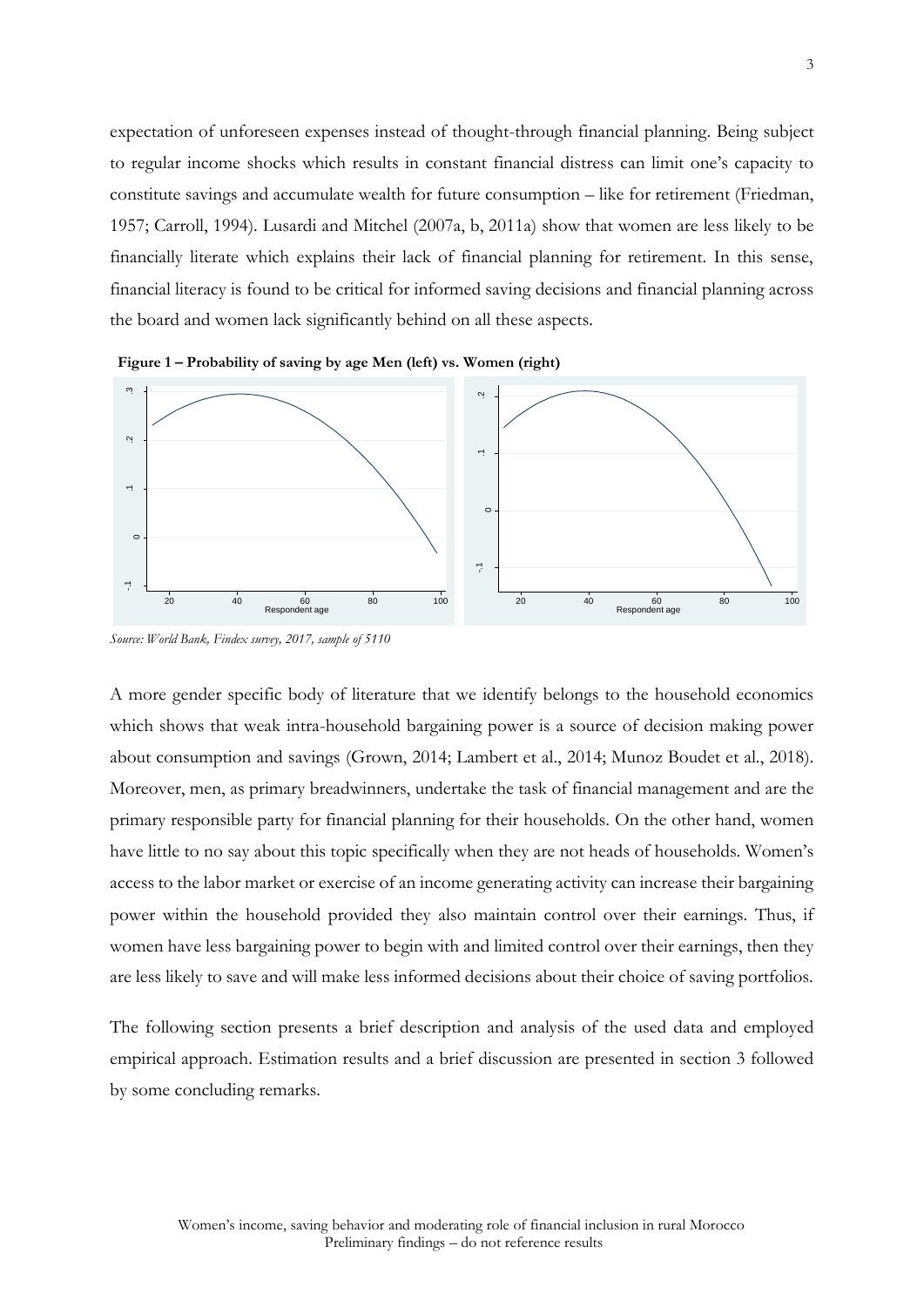expectation of unforeseen expenses instead of thought-through financial planning. Being subject to regular income shocks which results in constant financial distress can limit one's capacity to constitute savings and accumulate wealth for future consumption – like for retirement (Friedman, 1957; Carroll, 1994). Lusardi and Mitchel (2007a, b, 2011a) show that women are less likely to be financially literate which explains their lack of financial planning for retirement. In this sense, financial literacy is found to be critical for informed saving decisions and financial planning across the board and women lack significantly behind on all these aspects.

**Figure 1 – Probability of saving by age Men (left) vs. Women (right)**

*Source: World Bank, Findex survey, 2017, sample of 5110*

A more gender specific body of literature that we identify belongs to the household economics which shows that weak intra-household bargaining power is a source of decision making power about consumption and savings (Grown, 2014; Lambert et al., 2014; Munoz Boudet et al., 2018). Moreover, men, as primary breadwinners, undertake the task of financial management and are the primary responsible party for financial planning for their households. On the other hand, women have little to no say about this topic specifically when they are not heads of households. Women's access to the labor market or exercise of an income generating activity can increase their bargaining power within the household provided they also maintain control over their earnings. Thus, if women have less bargaining power to begin with and limited control over their earnings, then they are less likely to save and will make less informed decisions about their choice of saving portfolios.

The following section presents a brief description and analysis of the used data and employed empirical approach. Estimation results and a brief discussion are presented in section 3 followed by some concluding remarks.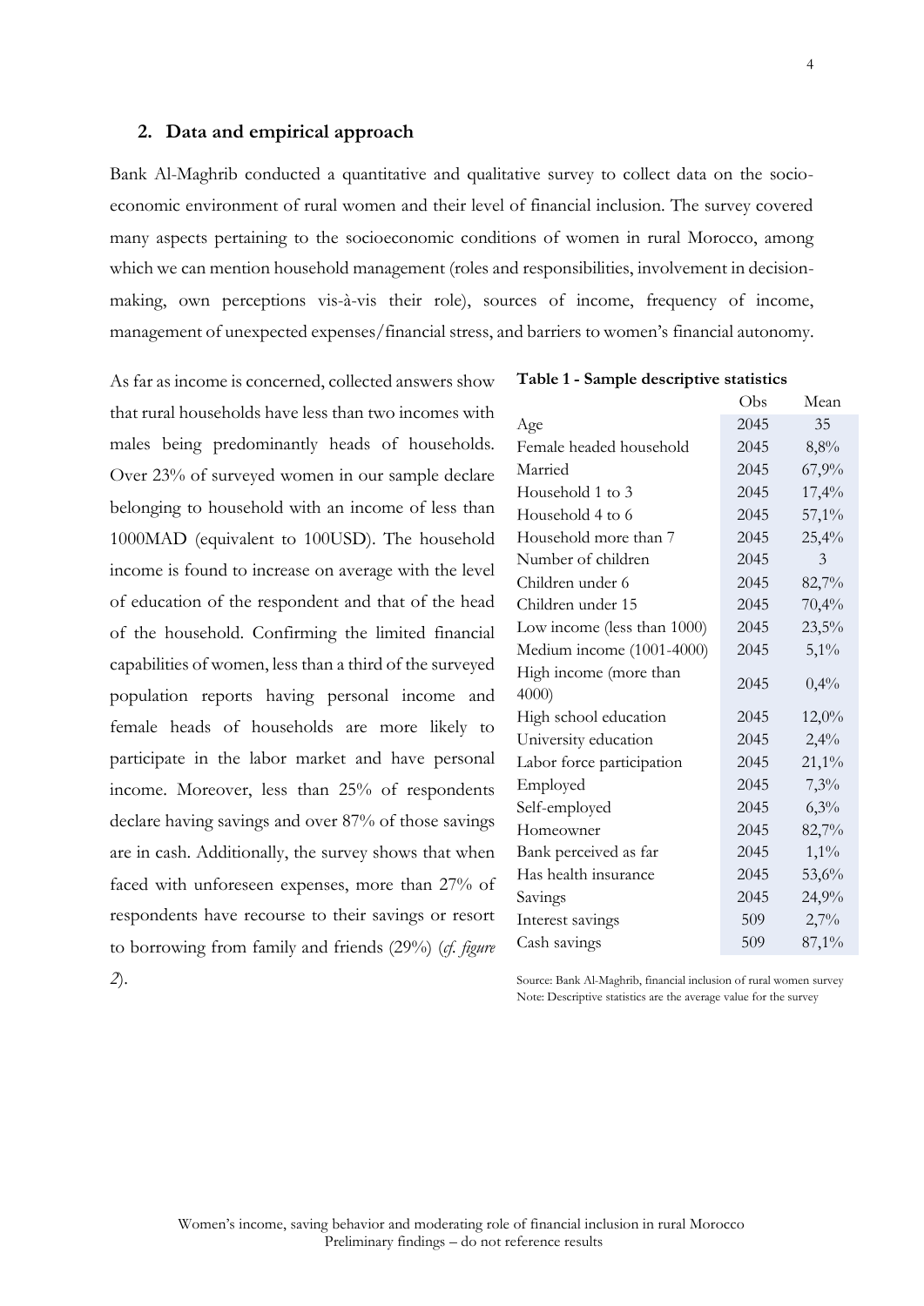## 2. Data and empirical approach

Bank Al-Maghrib conducted a quantitative and qualitative survey to collect data on the socio-economic environment of rural women and their level of financial inclusion. The survey covered many aspects pertaining to the socioeconomic conditions of women in rural Morocco, among which we can mention household management (roles and responsibilities, involvement in decision-making, own perceptions vis-à-vis their role), sources of income, frequency of income, management of unexpected expenses/financial stress, and barriers to women's financial autonomy.

As far as income is concerned, collected answers show that rural households have less than two incomes with males being predominantly heads of households. Over 23% of surveyed women in our sample declare belonging to household with an income of less than 1000MAD (equivalent to 100USD). The household income is found to increase on average with the level of education of the respondent and that of the head of the household. Confirming the limited financial capabilities of women, less than a third of the surveyed population reports having personal income and female heads of households are more likely to participate in the labor market and have personal income. Moreover, less than 25% of respondents declare having savings and over 87% of those savings are in cash. Additionally, the survey shows that when faced with unforeseen expenses, more than 27% of respondents have recourse to their savings or resort to borrowing from family and friends (29%) (*cf. figure 2*).

**Table 1 - Sample descriptive statistics**

| | Obs | Mean |
|---|---|---|
| Age | 2045 | 35 |
| Female headed household | 2045 | 8,8% |
| Married | 2045 | 67,9% |
| Household 1 to 3 | 2045 | 17,4% |
| Household 4 to 6 | 2045 | 57,1% |
| Household more than 7 | 2045 | 25,4% |
| Number of children | 2045 | 3 |
| Children under 6 | 2045 | 82,7% |
| Children under 15 | 2045 | 70,4% |
| Low income (less than 1000) | 2045 | 23,5% |
| Medium income (1001-4000) | 2045 | 5,1% |
| High income (more than 4000) | 2045 | 0,4% |
| High school education | 2045 | 12,0% |
| University education | 2045 | 2,4% |
| Labor force participation | 2045 | 21,1% |
| Employed | 2045 | 7,3% |
| Self-employed | 2045 | 6,3% |
| Homeowner | 2045 | 82,7% |
| Bank perceived as far | 2045 | 1,1% |
| Has health insurance | 2045 | 53,6% |
| Savings | 2045 | 24,9% |
| Interest savings | 509 | 2,7% |
| Cash savings | 509 | 87,1% |

Source: Bank Al-Maghrib, financial inclusion of rural women survey
Note: Descriptive statistics are the average value for the survey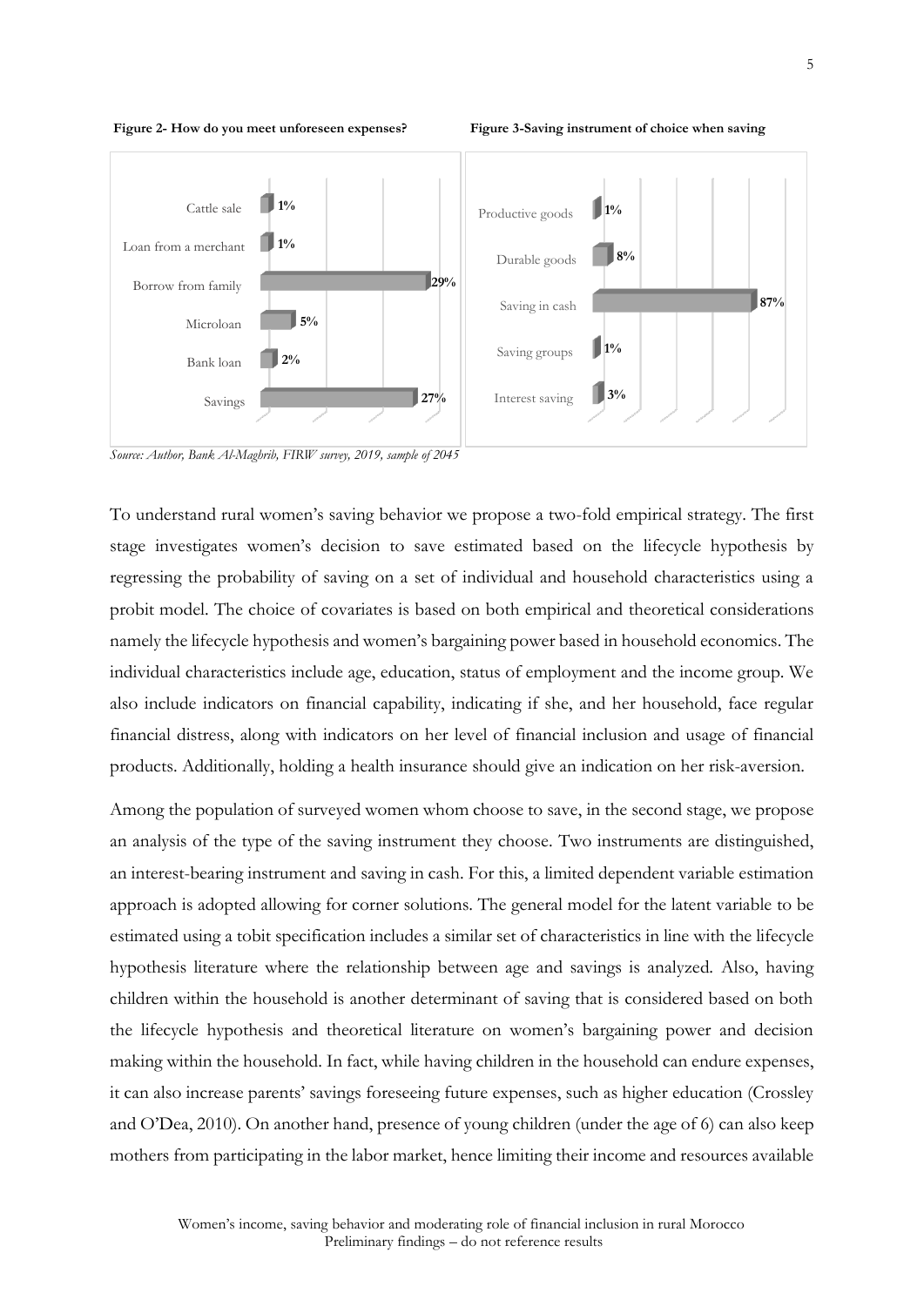**Figure 2- How do you meet unforeseen expenses?**

| Response | Share |
|---|---|
| Cattle sale | 1% |
| Loan from a merchant | 1% |
| Borrow from family | 29% |
| Microloan | 5% |
| Bank loan | 2% |
| Savings | 27% |

**Figure 3-Saving instrument of choice when saving**

| Instrument | Share |
|---|---|
| Productive goods | 1% |
| Durable goods | 8% |
| Saving in cash | 87% |
| Saving groups | 1% |
| Interest saving | 3% |

*Source: Author, Bank Al-Maghrib, FIRW survey, 2019, sample of 2045*

To understand rural women's saving behavior we propose a two-fold empirical strategy. The first stage investigates women's decision to save estimated based on the lifecycle hypothesis by regressing the probability of saving on a set of individual and household characteristics using a probit model. The choice of covariates is based on both empirical and theoretical considerations namely the lifecycle hypothesis and women's bargaining power based in household economics. The individual characteristics include age, education, status of employment and the income group. We also include indicators on financial capability, indicating if she, and her household, face regular financial distress, along with indicators on her level of financial inclusion and usage of financial products. Additionally, holding a health insurance should give an indication on her risk-aversion.

Among the population of surveyed women whom choose to save, in the second stage, we propose an analysis of the type of the saving instrument they choose. Two instruments are distinguished, an interest-bearing instrument and saving in cash. For this, a limited dependent variable estimation approach is adopted allowing for corner solutions. The general model for the latent variable to be estimated using a tobit specification includes a similar set of characteristics in line with the lifecycle hypothesis literature where the relationship between age and savings is analyzed. Also, having children within the household is another determinant of saving that is considered based on both the lifecycle hypothesis and theoretical literature on women's bargaining power and decision making within the household. In fact, while having children in the household can endure expenses, it can also increase parents' savings foreseeing future expenses, such as higher education (Crossley and O'Dea, 2010). On another hand, presence of young children (under the age of 6) can also keep mothers from participating in the labor market, hence limiting their income and resources available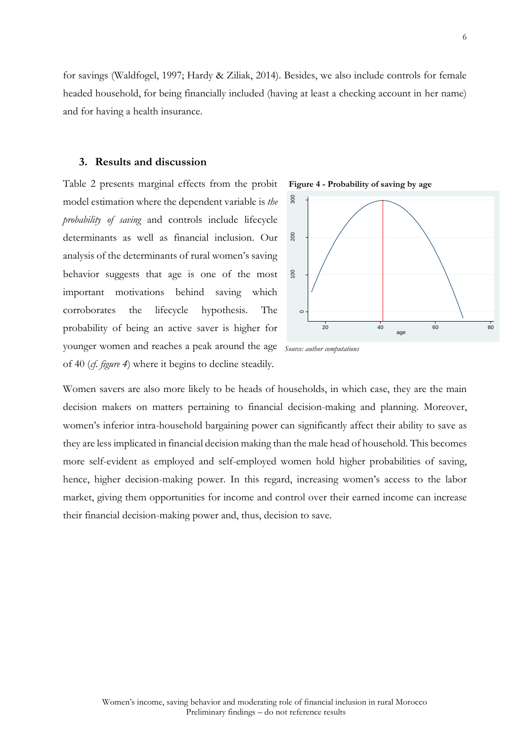for savings (Waldfogel, 1997; Hardy & Ziliak, 2014). Besides, we also include controls for female headed household, for being financially included (having at least a checking account in her name) and for having a health insurance.

## 3. Results and discussion

Table 2 presents marginal effects from the probit model estimation where the dependent variable is *the probability of saving* and controls include lifecycle determinants as well as financial inclusion. Our analysis of the determinants of rural women's saving behavior suggests that age is one of the most important motivations behind saving which corroborates the lifecycle hypothesis. The probability of being an active saver is higher for younger women and reaches a peak around the age of 40 (*cf. figure 4*) where it begins to decline steadily.

**Figure 4 - Probability of saving by age**

*Source: author computations*

Women savers are also more likely to be heads of households, in which case, they are the main decision makers on matters pertaining to financial decision-making and planning. Moreover, women's inferior intra-household bargaining power can significantly affect their ability to save as they are less implicated in financial decision making than the male head of household. This becomes more self-evident as employed and self-employed women hold higher probabilities of saving, hence, higher decision-making power. In this regard, increasing women's access to the labor market, giving them opportunities for income and control over their earned income can increase their financial decision-making power and, thus, decision to save.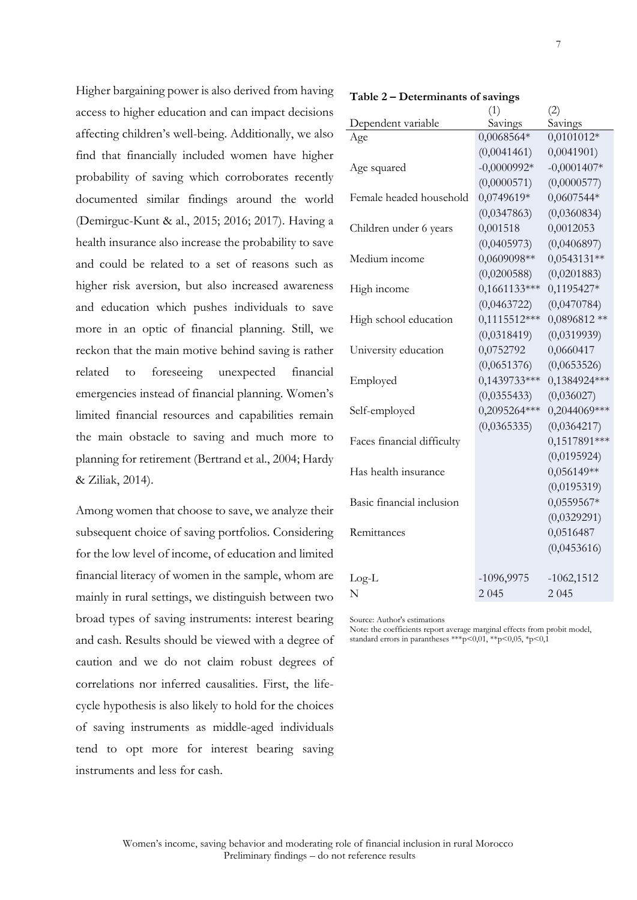Higher bargaining power is also derived from having access to higher education and can impact decisions affecting children's well-being. Additionally, we also find that financially included women have higher probability of saving which corroborates recently documented similar findings around the world (Demirguc-Kunt & al., 2015; 2016; 2017). Having a health insurance also increase the probability to save and could be related to a set of reasons such as higher risk aversion, but also increased awareness and education which pushes individuals to save more in an optic of financial planning. Still, we reckon that the main motive behind saving is rather related to foreseeing unexpected financial emergencies instead of financial planning. Women's limited financial resources and capabilities remain the main obstacle to saving and much more to planning for retirement (Bertrand et al., 2004; Hardy & Ziliak, 2014).

Among women that choose to save, we analyze their subsequent choice of saving portfolios. Considering for the low level of income, of education and limited financial literacy of women in the sample, whom are mainly in rural settings, we distinguish between two broad types of saving instruments: interest bearing and cash. Results should be viewed with a degree of caution and we do not claim robust degrees of correlations nor inferred causalities. First, the life-cycle hypothesis is also likely to hold for the choices of saving instruments as middle-aged individuals tend to opt more for interest bearing saving instruments and less for cash.

**Table 2 – Determinants of savings**

| | (1) | (2) |
|---|---|---|
| Dependent variable | Savings | Savings |
| Age | 0,0068564* | 0,0101012* |
| | (0,0041461) | 0,0041901) |
| Age squared | -0,0000992* | -0,0001407* |
| | (0,0000571) | (0,0000577) |
| Female headed household | 0,0749619* | 0,0607544* |
| | (0,0347863) | (0,0360834) |
| Children under 6 years | 0,001518 | 0,0012053 |
| | (0,0405973) | (0,0406897) |
| Medium income | 0,0609098** | 0,0543131** |
| | (0,0200588) | (0,0201883) |
| High income | 0,1661133*** | 0,1195427* |
| | (0,0463722) | (0,0470784) |
| High school education | 0,1115512*** | 0,0896812 ** |
| | (0,0318419) | (0,0319939) |
| University education | 0,0752792 | 0,0660417 |
| | (0,0651376) | (0,0653526) |
| Employed | 0,1439733*** | 0,1384924*** |
| | (0,0355433) | (0,036027) |
| Self-employed | 0,2095264*** | 0,2044069*** |
| | (0,0365335) | (0,0364217) |
| Faces financial difficulty | | 0,1517891*** |
| | | (0,0195924) |
| Has health insurance | | 0,056149** |
| | | (0,0195319) |
| Basic financial inclusion | | 0,0559567* |
| | | (0,0329291) |
| Remittances | | 0,0516487 |
| | | (0,0453616) |
| Log-L | -1096,9975 | -1062,1512 |
| N | 2 045 | 2 045 |

Source: Author's estimations

Note: the coefficients report average marginal effects from probit model, standard errors in parantheses ***p<0,01, **p<0,05, *p<0,1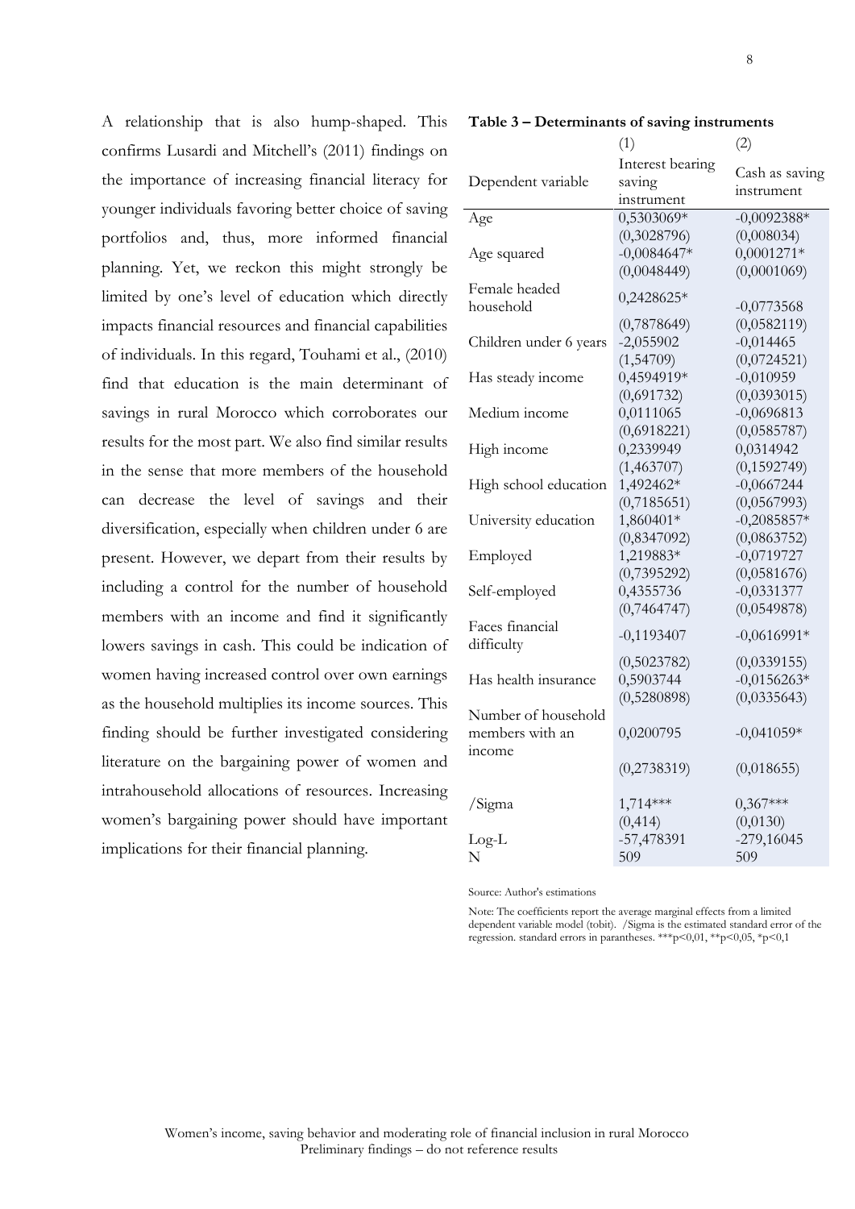A relationship that is also hump-shaped. This confirms Lusardi and Mitchell's (2011) findings on the importance of increasing financial literacy for younger individuals favoring better choice of saving portfolios and, thus, more informed financial planning. Yet, we reckon this might strongly be limited by one's level of education which directly impacts financial resources and financial capabilities of individuals. In this regard, Touhami et al., (2010) find that education is the main determinant of savings in rural Morocco which corroborates our results for the most part. We also find similar results in the sense that more members of the household can decrease the level of savings and their diversification, especially when children under 6 are present. However, we depart from their results by including a control for the number of household members with an income and find it significantly lowers savings in cash. This could be indication of women having increased control over own earnings as the household multiplies its income sources. This finding should be further investigated considering literature on the bargaining power of women and intrahousehold allocations of resources. Increasing women's bargaining power should have important implications for their financial planning.

**Table 3 – Determinants of saving instruments**

| | (1) | (2) |
|---|---|---|
| Dependent variable | Interest bearing saving instrument | Cash as saving instrument |
| Age | 0,5303069* | -0,0092388* |
| | (0,3028796) | (0,008034) |
| Age squared | -0,0084647* | 0,0001271* |
| | (0,0048449) | (0,0001069) |
| Female headed household | 0,2428625* | -0,0773568 |
| | (0,7878649) | (0,0582119) |
| Children under 6 years | -2,055902 | -0,014465 |
| | (1,54709) | (0,0724521) |
| Has steady income | 0,4594919* | -0,010959 |
| | (0,691732) | (0,0393015) |
| Medium income | 0,0111065 | -0,0696813 |
| | (0,6918221) | (0,0585787) |
| High income | 0,2339949 | 0,0314942 |
| | (1,463707) | (0,1592749) |
| High school education | 1,492462* | -0,0667244 |
| | (0,7185651) | (0,0567993) |
| University education | 1,860401* | -0,2085857* |
| | (0,8347092) | (0,0863752) |
| Employed | 1,219883* | -0,0719727 |
| | (0,7395292) | (0,0581676) |
| Self-employed | 0,4355736 | -0,0331377 |
| | (0,7464747) | (0,0549878) |
| Faces financial difficulty | -0,1193407 | -0,0616991* |
| | (0,5023782) | (0,0339155) |
| Has health insurance | 0,5903744 | -0,0156263* |
| | (0,5280898) | (0,0335643) |
| Number of household members with an income | 0,0200795 | -0,041059* |
| | (0,2738319) | (0,018655) |
| /Sigma | 1,714*** | 0,367*** |
| | (0,414) | (0,0130) |
| Log-L | -57,478391 | -279,16045 |
| N | 509 | 509 |

Source: Author's estimations

Note: The coefficients report the average marginal effects from a limited dependent variable model (tobit). /Sigma is the estimated standard error of the regression. standard errors in parantheses. ***p<0,01, **p<0,05, *p<0,1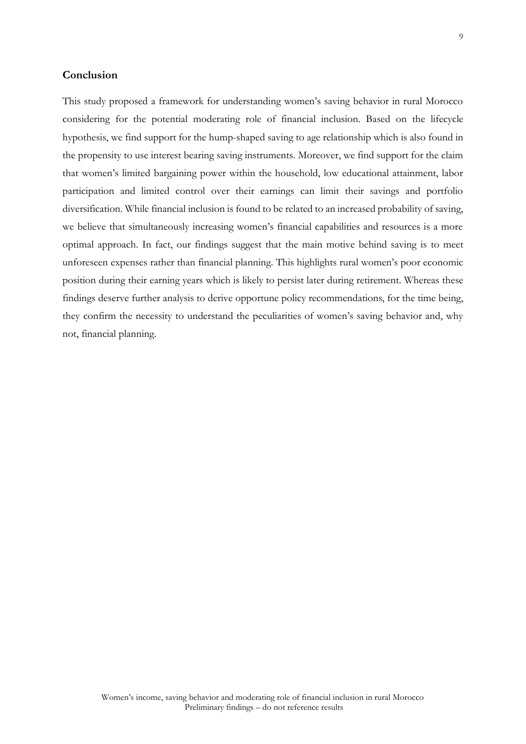## Conclusion

This study proposed a framework for understanding women's saving behavior in rural Morocco considering for the potential moderating role of financial inclusion. Based on the lifecycle hypothesis, we find support for the hump-shaped saving to age relationship which is also found in the propensity to use interest bearing saving instruments. Moreover, we find support for the claim that women's limited bargaining power within the household, low educational attainment, labor participation and limited control over their earnings can limit their savings and portfolio diversification. While financial inclusion is found to be related to an increased probability of saving, we believe that simultaneously increasing women's financial capabilities and resources is a more optimal approach. In fact, our findings suggest that the main motive behind saving is to meet unforeseen expenses rather than financial planning. This highlights rural women's poor economic position during their earning years which is likely to persist later during retirement. Whereas these findings deserve further analysis to derive opportune policy recommendations, for the time being, they confirm the necessity to understand the peculiarities of women's saving behavior and, why not, financial planning.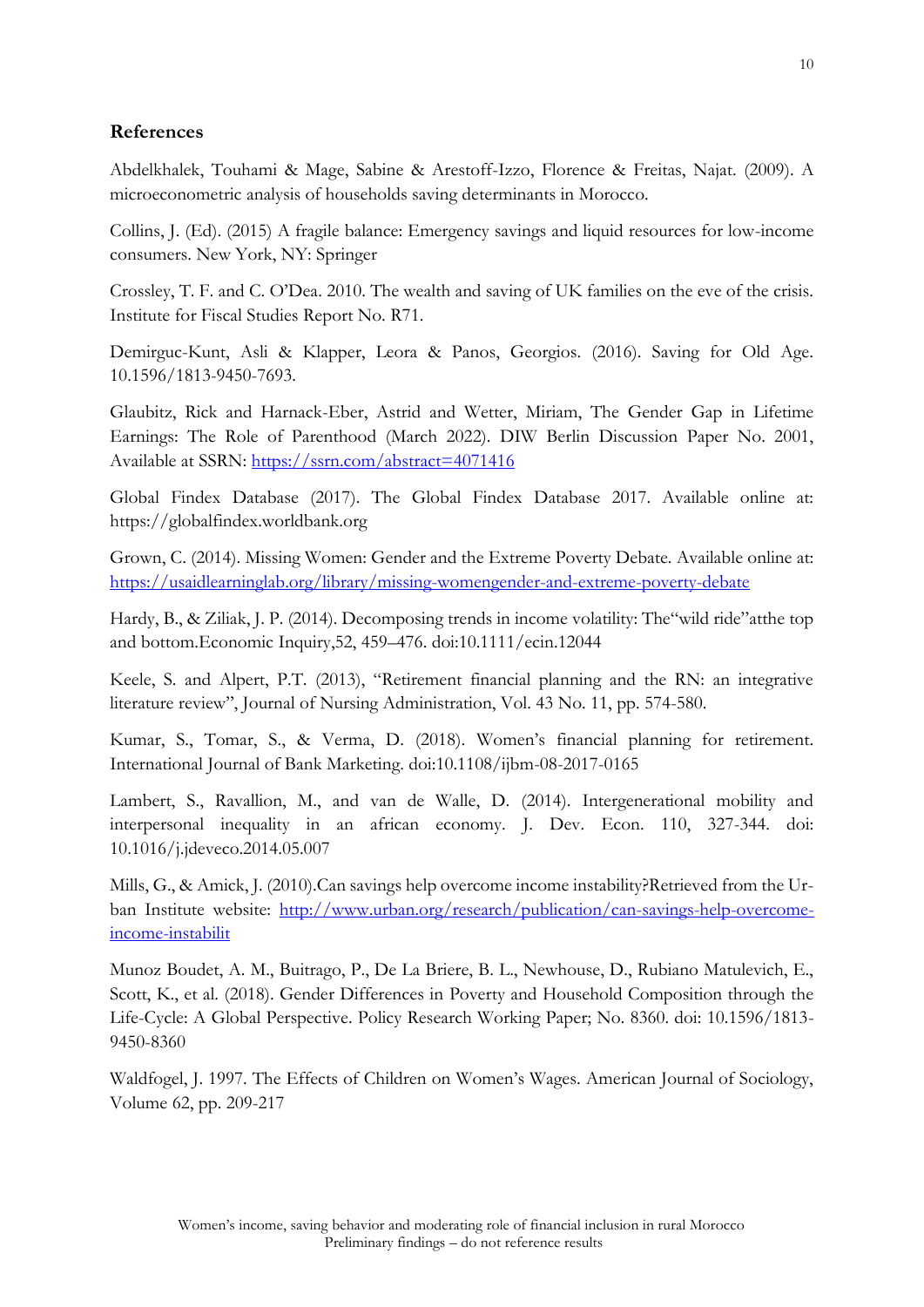## References

Abdelkhalek, Touhami & Mage, Sabine & Arestoff-Izzo, Florence & Freitas, Najat. (2009). A microeconometric analysis of households saving determinants in Morocco.

Collins, J. (Ed). (2015) A fragile balance: Emergency savings and liquid resources for low-income consumers. New York, NY: Springer

Crossley, T. F. and C. O'Dea. 2010. The wealth and saving of UK families on the eve of the crisis. Institute for Fiscal Studies Report No. R71.

Demirguc-Kunt, Asli & Klapper, Leora & Panos, Georgios. (2016). Saving for Old Age. 10.1596/1813-9450-7693.

Glaubitz, Rick and Harnack-Eber, Astrid and Wetter, Miriam, The Gender Gap in Lifetime Earnings: The Role of Parenthood (March 2022). DIW Berlin Discussion Paper No. 2001, Available at SSRN: https://ssrn.com/abstract=4071416

Global Findex Database (2017). The Global Findex Database 2017. Available online at: https://globalfindex.worldbank.org

Grown, C. (2014). Missing Women: Gender and the Extreme Poverty Debate. Available online at: https://usaidlearninglab.org/library/missing-womengender-and-extreme-poverty-debate

Hardy, B., & Ziliak, J. P. (2014). Decomposing trends in income volatility: The"wild ride"atthe top and bottom.Economic Inquiry,52, 459–476. doi:10.1111/ecin.12044

Keele, S. and Alpert, P.T. (2013), "Retirement financial planning and the RN: an integrative literature review", Journal of Nursing Administration, Vol. 43 No. 11, pp. 574-580.

Kumar, S., Tomar, S., & Verma, D. (2018). Women's financial planning for retirement. International Journal of Bank Marketing. doi:10.1108/ijbm-08-2017-0165

Lambert, S., Ravallion, M., and van de Walle, D. (2014). Intergenerational mobility and interpersonal inequality in an african economy. J. Dev. Econ. 110, 327-344. doi: 10.1016/j.jdeveco.2014.05.007

Mills, G., & Amick, J. (2010).Can savings help overcome income instability?Retrieved from the Urban Institute website: http://www.urban.org/research/publication/can-savings-help-overcome-income-instabilit

Munoz Boudet, A. M., Buitrago, P., De La Briere, B. L., Newhouse, D., Rubiano Matulevich, E., Scott, K., et al. (2018). Gender Differences in Poverty and Household Composition through the Life-Cycle: A Global Perspective. Policy Research Working Paper; No. 8360. doi: 10.1596/1813-9450-8360

Waldfogel, J. 1997. The Effects of Children on Women's Wages. American Journal of Sociology, Volume 62, pp. 209-217